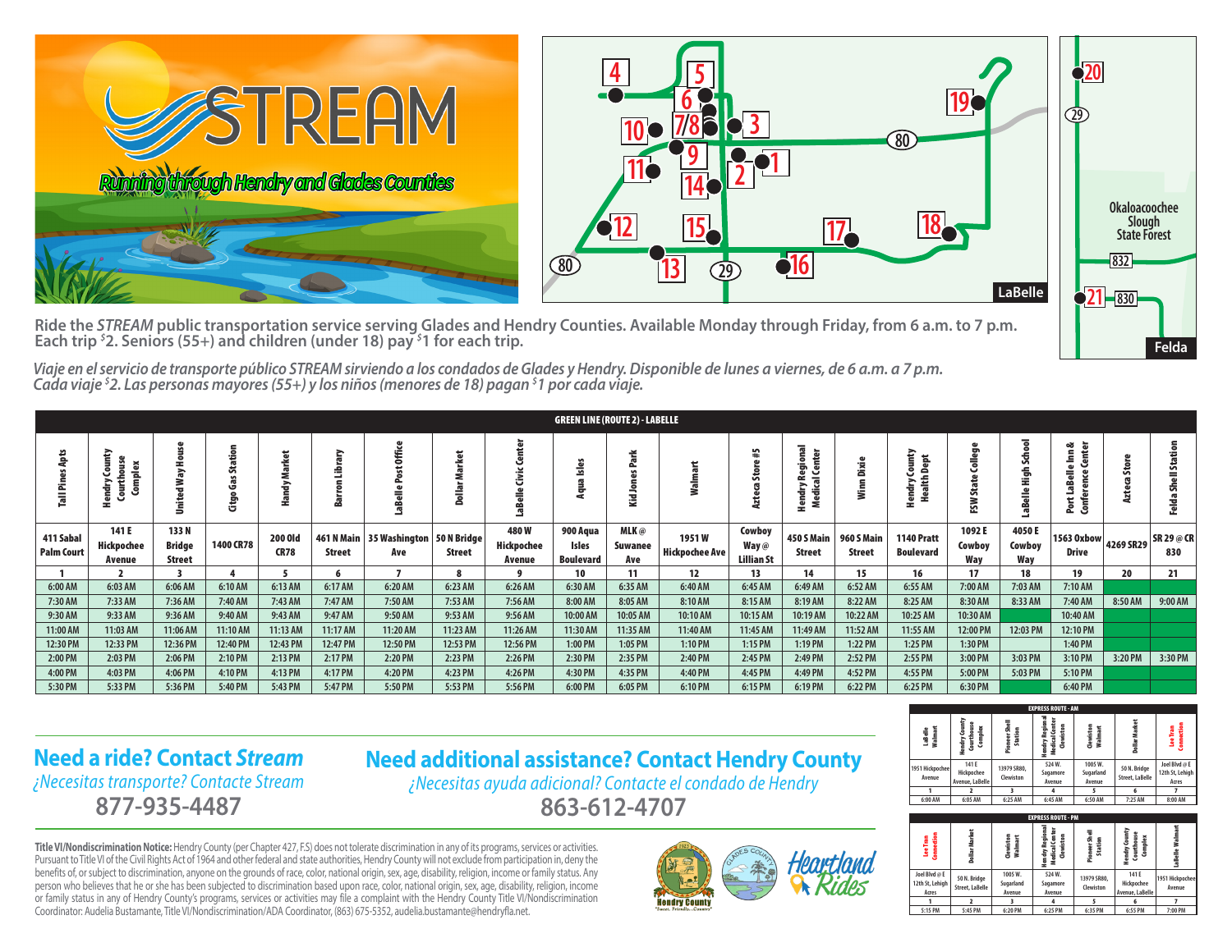# STREAM

*Running through Hendry and Glades Counties*

Ride the *STREAM* public transportation service serving Glades and Hendry Counties. Available Monday through Friday, from 6 a.m. to 7 p.m. Each trip $2. Seniors (55+) and children (under 18) pay $1 for each trip.

*Viaje en el servicio de transporte público STREAM sirviendo a los condados de Glades y Hendry. Disponible de lunes a viernes, de 6 a.m. a 7 p.m. Cada viaje $2. Las personas mayores (55+) y los niños (menores de 18) pagan $1 por cada viaje.*

## GREEN LINE (ROUTE 2) - LABELLE

| Tall Pines Apts | Hendry County Courthouse Complex | United Way House | Citgo Gas Station | Handy Market | Barron Library | LaBelle Post Office | Dollar Market | LaBelle Civic Center | Aqua Isles | Kid Jones Park | Walmart | Azteca Store #5 | Hendry Regional Medical Center | Winn Dixie | Hendry County Health Dept | FSW State College | LaBelle High School | Port LaBelle Inn & Conference Center | Azteca Store | Felda Shell Station |
|---|---|---|---|---|---|---|---|---|---|---|---|---|---|---|---|---|---|---|---|---|
| 411 Sabal Palm Court | 141 E Hickpochee Avenue | 133 N Bridge Street | 1400 CR78 | 200 Old CR78 | 461 N Main Street | 35 Washington Ave | 50 N Bridge Street | 480 W Hickpochee Avenue | 900 Aqua Isles Boulevard | MLK @ Suwanee Ave | 1951 W Hickpochee Ave | Cowboy Way @ Lillian St | 450 S Main Street | 960 S Main Street | 1140 Pratt Boulevard | 1092 E Cowboy Way | 4050 E Cowboy Way | 1563 Oxbow Drive | 4269 SR29 | SR 29 @ CR 830 |
| 1 | 2 | 3 | 4 | 5 | 6 | 7 | 8 | 9 | 10 | 11 | 12 | 13 | 14 | 15 | 16 | 17 | 18 | 19 | 20 | 21 |
| 6:00 AM | 6:03 AM | 6:06 AM | 6:10 AM | 6:13 AM | 6:17 AM | 6:20 AM | 6:23 AM | 6:26 AM | 6:30 AM | 6:35 AM | 6:40 AM | 6:45 AM | 6:49 AM | 6:52 AM | 6:55 AM | 7:00 AM | 7:03 AM | 7:10 AM | | |
| 7:30 AM | 7:33 AM | 7:36 AM | 7:40 AM | 7:43 AM | 7:47 AM | 7:50 AM | 7:53 AM | 7:56 AM | 8:00 AM | 8:05 AM | 8:10 AM | 8:15 AM | 8:19 AM | 8:22 AM | 8:25 AM | 8:30 AM | 8:33 AM | 7:40 AM | 8:50 AM | 9:00 AM |
| 9:30 AM | 9:33 AM | 9:36 AM | 9:40 AM | 9:43 AM | 9:47 AM | 9:50 AM | 9:53 AM | 9:56 AM | 10:00 AM | 10:05 AM | 10:10 AM | 10:15 AM | 10:19 AM | 10:22 AM | 10:25 AM | 10:30 AM | | 10:40 AM | | |
| 11:00 AM | 11:03 AM | 11:06 AM | 11:10 AM | 11:13 AM | 11:17 AM | 11:20 AM | 11:23 AM | 11:26 AM | 11:30 AM | 11:35 AM | 11:40 AM | 11:45 AM | 11:49 AM | 11:52 AM | 11:55 AM | 12:00 PM | 12:03 PM | 12:10 PM | | |
| 12:30 PM | 12:33 PM | 12:36 PM | 12:40 PM | 12:43 PM | 12:47 PM | 12:50 PM | 12:53 PM | 12:56 PM | 1:00 PM | 1:05 PM | 1:10 PM | 1:15 PM | 1:19 PM | 1:22 PM | 1:25 PM | 1:30 PM | | 1:40 PM | | |
| 2:00 PM | 2:03 PM | 2:06 PM | 2:10 PM | 2:13 PM | 2:17 PM | 2:20 PM | 2:23 PM | 2:26 PM | 2:30 PM | 2:35 PM | 2:40 PM | 2:45 PM | 2:49 PM | 2:52 PM | 2:55 PM | 3:00 PM | 3:03 PM | 3:10 PM | 3:20 PM | 3:30 PM |
| 4:00 PM | 4:03 PM | 4:06 PM | 4:10 PM | 4:13 PM | 4:17 PM | 4:20 PM | 4:23 PM | 4:26 PM | 4:30 PM | 4:35 PM | 4:40 PM | 4:45 PM | 4:49 PM | 4:52 PM | 4:55 PM | 5:00 PM | 5:03 PM | 5:10 PM | | |
| 5:30 PM | 5:33 PM | 5:36 PM | 5:40 PM | 5:43 PM | 5:47 PM | 5:50 PM | 5:53 PM | 5:56 PM | 6:00 PM | 6:05 PM | 6:10 PM | 6:15 PM | 6:19 PM | 6:22 PM | 6:25 PM | 6:30 PM | | 6:40 PM | | |

## Need a ride? Contact *Stream*

*¿Necesitas transporte? Contacte Stream*

**877-935-4487**

## Need additional assistance? Contact Hendry County

*¿Necesitas ayuda adicional? Contacte el condado de Hendry*

**863-612-4707**

### EXPRESS ROUTE - AM

| LaBelle Walmart | Hendry County Courthouse Complex | Pioneer Shell Station | Hendry Regional Medical Center Clewiston | Clewiston Walmart | Dollar Market | Lee Tran Connection |
|---|---|---|---|---|---|---|
| 1951 Hickpochee Avenue | 141 E Hickpochee Avenue, LaBelle | 13979 SR80, Clewiston | 524 W. Sagamore Avenue | 1005 W. Sugarland Avenue | 50 N. Bridge Street, LaBelle | Joel Blvd @ E 12th St, Lehigh Acres |
| 1 | 2 | 3 | 4 | 5 | 6 | 7 |
| 6:00 AM | 6:05 AM | 6:25 AM | 6:45 AM | 6:50 AM | 7:25 AM | 8:00 AM |

### EXPRESS ROUTE - PM

| Lee Tran Connection | Dollar Market | Clewiston Walmart | Hendry Regional Medical Center Clewiston | Pioneer Shell Station | Hendry County Courthouse Complex | LaBelle Walmart |
|---|---|---|---|---|---|---|
| Joel Blvd @ E 12th St, Lehigh Acres | 50 N. Bridge Street, LaBelle | 1005 W. Sugarland Avenue | 524 W. Sagamore Avenue | 13979 SR80, Clewiston | 141 E Hickpochee Avenue, LaBelle | 1951 Hickpochee Avenue |
| 1 | 2 | 3 | 4 | 5 | 6 | 7 |
| 5:15 PM | 5:45 PM | 6:20 PM | 6:25 PM | 6:35 PM | 6:55 PM | 7:00 PM |

**Title VI/Nondiscrimination Notice:** Hendry County (per Chapter 427, F.S) does not tolerate discrimination in any of its programs, services or activities. Pursuant to Title VI of the Civil Rights Act of 1964 and other federal and state authorities, Hendry County will not exclude from participation in, deny the benefits of, or subject to discrimination, anyone on the grounds of race, color, national origin, sex, age, disability, religion, income or family status. Any person who believes that he or she has been subjected to discrimination based upon race, color, national origin, sex, age, disability, religion, income or family status in any of Hendry County's programs, services or activities may file a complaint with the Hendry County Title VI/Nondiscrimination Coordinator: Audelia Bustamante, Title VI/Nondiscrimination/ADA Coordinator, (863) 675-5352, audelia.bustamante@hendryfla.net.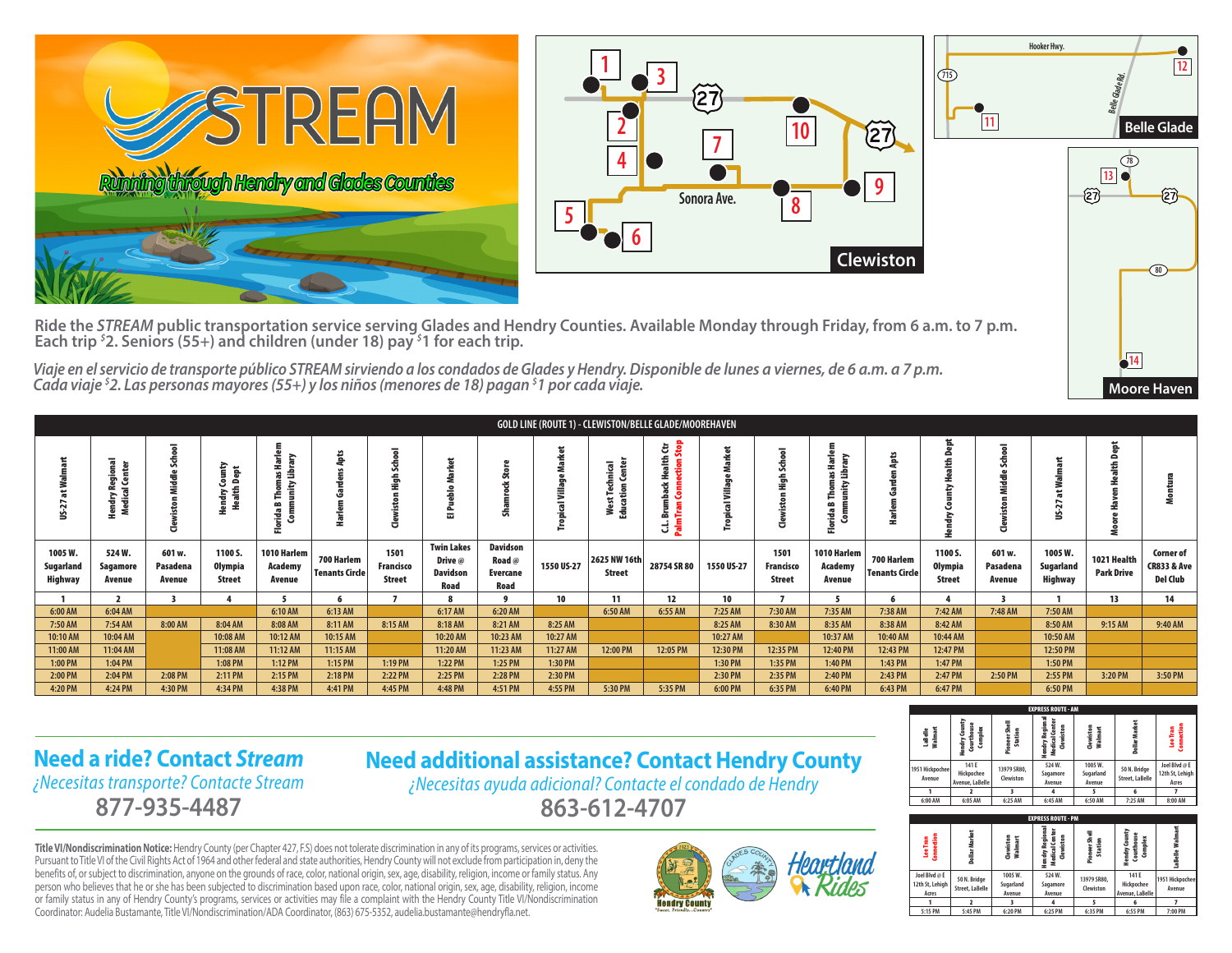# STREAM

*Running through Hendry and Glades Counties*

1
3
27
2
10
4
7
27
9
Sonora Ave.
8
5
6
Clewiston

Hooker Hwy.
715
12
Belle Glade Rd.
11
Belle Glade

78
13
27
27
80
14
Moore Haven

**Ride the *STREAM* public transportation service serving Glades and Hendry Counties. Available Monday through Friday, from 6 a.m. to 7 p.m. Each trip $2. Seniors (55+) and children (under 18) pay $1 for each trip.**

***Viaje en el servicio de transporte público STREAM sirviendo a los condados de Glades y Hendry. Disponible de lunes a viernes, de 6 a.m. a 7 p.m. Cada viaje $2. Las personas mayores (55+) y los niños (menores de 18) pagan $1 por cada viaje.***

**GOLD LINE (ROUTE 1) - CLEWISTON/BELLE GLADE/MOOREHAVEN**

| US-27 at Walmart | Hendry Regional Medical Center | Clewiston Middle School | Hendry County Health Dept | Florida B Thomas Harlem Community Library | Harlem Gardens Apts | Clewiston High School | El Pueblo Market | Shamrock Store | Tropical Village Market | West Technical Education Center | C.L. Brumback Health Ctr PalmTran Connection Stop | Tropical Village Market | Clewiston High School | Florida B Thomas Harlem Community Library | Harlem Garden Apts | Hendry County Health Dept | Clewiston Middle School | US-27 at Walmart | Moore Haven Health Dept | Montura |
|---|---|---|---|---|---|---|---|---|---|---|---|---|---|---|---|---|---|---|---|---|
| 1005 W. Sugarland Highway | 524 W. Sagamore Avenue | 601 w. Pasadena Avenue | 1100 S. Olympia Street | 1010 Harlem Academy Avenue | 700 Harlem Tenants Circle | 1501 Francisco Street | Twin Lakes Drive @ Davidson Road | Davidson Road @ Evercane Road | 1550 US-27 | 2625 NW 16th Street | 28754 SR 80 | 1550 US-27 | 1501 Francisco Street | 1010 Harlem Academy Avenue | 700 Harlem Tenants Circle | 1100 S. Olympia Street | 601 w. Pasadena Avenue | 1005 W. Sugarland Highway | 1021 Health Park Drive | Corner of CR833 & Ave Del Club |
| 1 | 2 | 3 | 4 | 5 | 6 | 7 | 8 | 9 | 10 | 11 | 12 | 10 | 7 | 5 | 6 | 4 | 3 | 1 | 13 | 14 |
| 6:00 AM | 6:04 AM | | | 6:10 AM | 6:13 AM | | 6:17 AM | 6:20 AM | | 6:50 AM | 6:55 AM | 7:25 AM | 7:30 AM | 7:35 AM | 7:38 AM | 7:42 AM | 7:48 AM | 7:50 AM | | |
| 7:50 AM | 7:54 AM | 8:00 AM | 8:04 AM | 8:08 AM | 8:11 AM | 8:15 AM | 8:18 AM | 8:21 AM | 8:25 AM | | | 8:25 AM | 8:30 AM | 8:35 AM | 8:38 AM | 8:42 AM | | 8:50 AM | 9:15 AM | 9:40 AM |
| 10:10 AM | 10:04 AM | | 10:08 AM | 10:12 AM | 10:15 AM | | 10:20 AM | 10:23 AM | 10:27 AM | | | 10:27 AM | | 10:37 AM | 10:40 AM | 10:44 AM | | 10:50 AM | | |
| 11:00 AM | 11:04 AM | | 11:08 AM | 11:12 AM | 11:15 AM | | 11:20 AM | 11:23 AM | 11:27 AM | 12:00 PM | 12:05 PM | 12:30 PM | 12:35 PM | 12:40 PM | 12:43 PM | 12:47 PM | | 12:50 PM | | |
| 1:00 PM | 1:04 PM | | 1:08 PM | 1:12 PM | 1:15 PM | 1:19 PM | 1:22 PM | 1:25 PM | 1:30 PM | | | 1:30 PM | 1:35 PM | 1:40 PM | 1:43 PM | 1:47 PM | | 1:50 PM | | |
| 2:00 PM | 2:04 PM | 2:08 PM | 2:11 PM | 2:15 PM | 2:18 PM | 2:22 PM | 2:25 PM | 2:28 PM | 2:30 PM | | | 2:30 PM | 2:35 PM | 2:40 PM | 2:43 PM | 2:47 PM | 2:50 PM | 2:55 PM | 3:20 PM | 3:50 PM |
| 4:20 PM | 4:24 PM | 4:30 PM | 4:34 PM | 4:38 PM | 4:41 PM | 4:45 PM | 4:48 PM | 4:51 PM | 4:55 PM | 5:30 PM | 5:35 PM | 6:00 PM | 6:35 PM | 6:40 PM | 6:43 PM | 6:47 PM | | 6:50 PM | | |

## Need a ride? Contact *Stream*

*¿Necesitas transporte? Contacte Stream*

**877-935-4487**

## Need additional assistance? Contact Hendry County

*¿Necesitas ayuda adicional? Contacte el condado de Hendry*

**863-612-4707**

**EXPRESS ROUTE - AM**

| LaBelle Walmart | Hendry County Courthouse Complex | Pioneer Shell Station | Hendry Regional Medical Center Clewiston | Clewiston Walmart | Dollar Market | Lee Tran Connection |
|---|---|---|---|---|---|---|
| 1951 Hickpochee Avenue | 141 E Hickpochee Avenue, LaBelle | 13979 SR80, Clewiston | 524 W. Sagamore Avenue | 1005 W. Sugarland Avenue | 50 N. Bridge Street, LaBelle | Joel Blvd @ E 12th St, Lehigh Acres |
| 1 | 2 | 3 | 4 | 5 | 6 | 7 |
| 6:00 AM | 6:05 AM | 6:25 AM | 6:45 AM | 6:50 AM | 7:25 AM | 8:00 AM |

**EXPRESS ROUTE - PM**

| Lee Tran Connection | Dollar Market | Clewiston Walmart | Hendry Regional Medical Center Clewiston | Pioneer Shell Station | Hendry County Courthouse Complex | LaBelle Walmart |
|---|---|---|---|---|---|---|
| Joel Blvd @ E 12th St, Lehigh Acres | 50 N. Bridge Street, LaBelle | 1005 W. Sugarland Avenue | 524 W. Sagamore Avenue | 13979 SR80, Clewiston | 141 E Hickpochee Avenue, LaBelle | 1951 Hickpochee Avenue |
| 1 | 2 | 3 | 4 | 5 | 6 | 7 |
| 5:15 PM | 5:45 PM | 6:20 PM | 6:25 PM | 6:35 PM | 6:55 PM | 7:00 PM |

**Title VI/Nondiscrimination Notice:** Hendry County (per Chapter 427, F.S) does not tolerate discrimination in any of its programs, services or activities. Pursuant to Title VI of the Civil Rights Act of 1964 and other federal and state authorities, Hendry County will not exclude from participation in, deny the benefits of, or subject to discrimination, anyone on the grounds of race, color, national origin, sex, age, disability, religion, income or family status. Any person who believes that he or she has been subjected to discrimination based upon race, color, national origin, sex, age, disability, religion, income or family status in any of Hendry County's programs, services or activities may file a complaint with the Hendry County Title VI/Nondiscrimination Coordinator: Audelia Bustamante, Title VI/Nondiscrimination/ADA Coordinator, (863) 675-5352, audelia.bustamante@hendryfla.net.

Hendry County "Sweet, Friendly...Country"

Heartland Rides